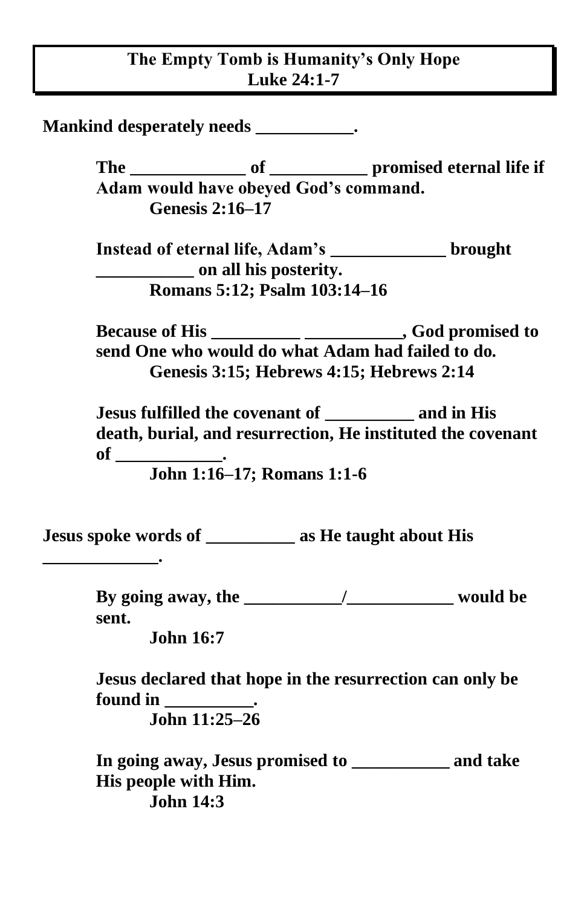# The Empty Tomb is Humanity's Only Hope
## Luke 24:1-7

**Mankind desperately needs ___________.**

> **The _____________ of ___________ promised eternal life if Adam would have obeyed God's command.**
> **Genesis 2:16–17**
>
> **Instead of eternal life, Adam's _____________ brought ___________ on all his posterity.**
> **Romans 5:12; Psalm 103:14–16**
>
> **Because of His __________ ___________, God promised to send One who would do what Adam had failed to do.**
> **Genesis 3:15; Hebrews 4:15; Hebrews 2:14**
>
> **Jesus fulfilled the covenant of __________ and in His death, burial, and resurrection, He instituted the covenant of ____________.**
> **John 1:16–17; Romans 1:1-6**

**Jesus spoke words of __________ as He taught about His _____________.**

> **By going away, the ___________/____________ would be sent.**
> **John 16:7**
>
> **Jesus declared that hope in the resurrection can only be found in __________.**
> **John 11:25–26**
>
> **In going away, Jesus promised to ___________ and take His people with Him.**
> **John 14:3**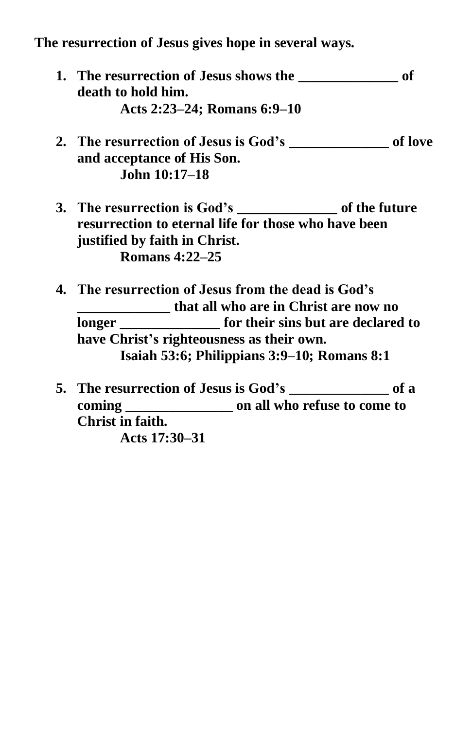**The resurrection of Jesus gives hope in several ways.**

1. **The resurrection of Jesus shows the ______________ of death to hold him.**
   **Acts 2:23–24; Romans 6:9–10**

2. **The resurrection of Jesus is God's ______________ of love and acceptance of His Son.**
   **John 10:17–18**

3. **The resurrection is God's ______________ of the future resurrection to eternal life for those who have been justified by faith in Christ.**
   **Romans 4:22–25**

4. **The resurrection of Jesus from the dead is God's _____________ that all who are in Christ are now no longer ______________ for their sins but are declared to have Christ's righteousness as their own.**
   **Isaiah 53:6; Philippians 3:9–10; Romans 8:1**

5. **The resurrection of Jesus is God's ______________ of a coming _______________ on all who refuse to come to Christ in faith.**
   **Acts 17:30–31**